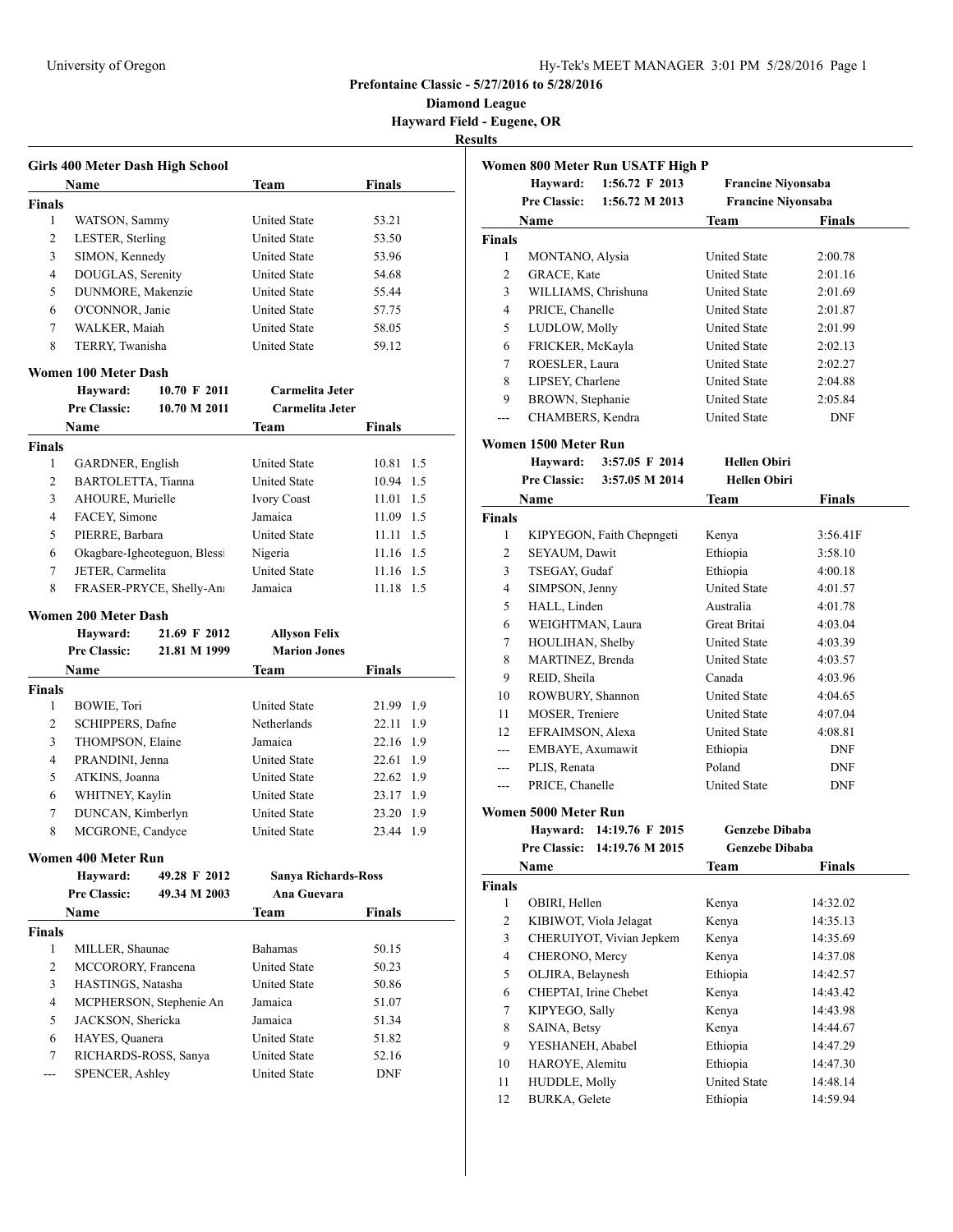University of Oregon

**Prefontaine Classic - 5/27/2016 to 5/28/2016**

**Diamond League**

**Hayward Field - Eugene, OR**

**Results**

### Girls 400 Meter Dash High School

| | Name | Team | Finals |
|---|---|---|---|
| **Finals** | | | |
| 1 | WATSON, Sammy | United State | 53.21 |
| 2 | LESTER, Sterling | United State | 53.50 |
| 3 | SIMON, Kennedy | United State | 53.96 |
| 4 | DOUGLAS, Serenity | United State | 54.68 |
| 5 | DUNMORE, Makenzie | United State | 55.44 |
| 6 | O'CONNOR, Janie | United State | 57.75 |
| 7 | WALKER, Maiah | United State | 58.05 |
| 8 | TERRY, Twanisha | United State | 59.12 |

### Women 100 Meter Dash

**Hayward:** 10.70 F 2011 **Carmelita Jeter**
**Pre Classic:** 10.70 M 2011 **Carmelita Jeter**

| | Name | Team | Finals | |
|---|---|---|---|---|
| **Finals** | | | | |
| 1 | GARDNER, English | United State | 10.81 | 1.5 |
| 2 | BARTOLETTA, Tianna | United State | 10.94 | 1.5 |
| 3 | AHOURE, Murielle | Ivory Coast | 11.01 | 1.5 |
| 4 | FACEY, Simone | Jamaica | 11.09 | 1.5 |
| 5 | PIERRE, Barbara | United State | 11.11 | 1.5 |
| 6 | Okagbare-Igheoteguon, Blessi | Nigeria | 11.16 | 1.5 |
| 7 | JETER, Carmelita | United State | 11.16 | 1.5 |
| 8 | FRASER-PRYCE, Shelly-Ann | Jamaica | 11.18 | 1.5 |

### Women 200 Meter Dash

**Hayward:** 21.69 F 2012 **Allyson Felix**
**Pre Classic:** 21.81 M 1999 **Marion Jones**

| | Name | Team | Finals | |
|---|---|---|---|---|
| **Finals** | | | | |
| 1 | BOWIE, Tori | United State | 21.99 | 1.9 |
| 2 | SCHIPPERS, Dafne | Netherlands | 22.11 | 1.9 |
| 3 | THOMPSON, Elaine | Jamaica | 22.16 | 1.9 |
| 4 | PRANDINI, Jenna | United State | 22.61 | 1.9 |
| 5 | ATKINS, Joanna | United State | 22.62 | 1.9 |
| 6 | WHITNEY, Kaylin | United State | 23.17 | 1.9 |
| 7 | DUNCAN, Kimberlyn | United State | 23.20 | 1.9 |
| 8 | MCGRONE, Candyce | United State | 23.44 | 1.9 |

### Women 400 Meter Run

**Hayward:** 49.28 F 2012 **Sanya Richards-Ross**
**Pre Classic:** 49.34 M 2003 **Ana Guevara**

| | Name | Team | Finals |
|---|---|---|---|
| **Finals** | | | |
| 1 | MILLER, Shaunae | Bahamas | 50.15 |
| 2 | MCCORORY, Francena | United State | 50.23 |
| 3 | HASTINGS, Natasha | United State | 50.86 |
| 4 | MCPHERSON, Stephenie An | Jamaica | 51.07 |
| 5 | JACKSON, Shericka | Jamaica | 51.34 |
| 6 | HAYES, Quanera | United State | 51.82 |
| 7 | RICHARDS-ROSS, Sanya | United State | 52.16 |
| --- | SPENCER, Ashley | United State | DNF |

### Women 800 Meter Run USATF High P

**Hayward:** 1:56.72 F 2013 **Francine Niyonsaba**
**Pre Classic:** 1:56.72 M 2013 **Francine Niyonsaba**

| | Name | Team | Finals |
|---|---|---|---|
| **Finals** | | | |
| 1 | MONTANO, Alysia | United State | 2:00.78 |
| 2 | GRACE, Kate | United State | 2:01.16 |
| 3 | WILLIAMS, Chrishuna | United State | 2:01.69 |
| 4 | PRICE, Chanelle | United State | 2:01.87 |
| 5 | LUDLOW, Molly | United State | 2:01.99 |
| 6 | FRICKER, McKayla | United State | 2:02.13 |
| 7 | ROESLER, Laura | United State | 2:02.27 |
| 8 | LIPSEY, Charlene | United State | 2:04.88 |
| 9 | BROWN, Stephanie | United State | 2:05.84 |
| --- | CHAMBERS, Kendra | United State | DNF |

### Women 1500 Meter Run

**Hayward:** 3:57.05 F 2014 **Hellen Obiri**
**Pre Classic:** 3:57.05 M 2014 **Hellen Obiri**

| | Name | Team | Finals |
|---|---|---|---|
| **Finals** | | | |
| 1 | KIPYEGON, Faith Chepngeti | Kenya | 3:56.41F |
| 2 | SEYAUM, Dawit | Ethiopia | 3:58.10 |
| 3 | TSEGAY, Gudaf | Ethiopia | 4:00.18 |
| 4 | SIMPSON, Jenny | United State | 4:01.57 |
| 5 | HALL, Linden | Australia | 4:01.78 |
| 6 | WEIGHTMAN, Laura | Great Britai | 4:03.04 |
| 7 | HOULIHAN, Shelby | United State | 4:03.39 |
| 8 | MARTINEZ, Brenda | United State | 4:03.57 |
| 9 | REID, Sheila | Canada | 4:03.96 |
| 10 | ROWBURY, Shannon | United State | 4:04.65 |
| 11 | MOSER, Treniere | United State | 4:07.04 |
| 12 | EFRAIMSON, Alexa | United State | 4:08.81 |
| --- | EMBAYE, Axumawit | Ethiopia | DNF |
| --- | PLIS, Renata | Poland | DNF |
| --- | PRICE, Chanelle | United State | DNF |

### Women 5000 Meter Run

**Hayward:** 14:19.76 F 2015 **Genzebe Dibaba**
**Pre Classic:** 14:19.76 M 2015 **Genzebe Dibaba**

| | Name | Team | Finals |
|---|---|---|---|
| **Finals** | | | |
| 1 | OBIRI, Hellen | Kenya | 14:32.02 |
| 2 | KIBIWOT, Viola Jelagat | Kenya | 14:35.13 |
| 3 | CHERUIYOT, Vivian Jepkem | Kenya | 14:35.69 |
| 4 | CHERONO, Mercy | Kenya | 14:37.08 |
| 5 | OLJIRA, Belaynesh | Ethiopia | 14:42.57 |
| 6 | CHEPTAI, Irine Chebet | Kenya | 14:43.42 |
| 7 | KIPYEGO, Sally | Kenya | 14:43.98 |
| 8 | SAINA, Betsy | Kenya | 14:44.67 |
| 9 | YESHANEH, Ababel | Ethiopia | 14:47.29 |
| 10 | HAROYE, Alemitu | Ethiopia | 14:47.30 |
| 11 | HUDDLE, Molly | United State | 14:48.14 |
| 12 | BURKA, Gelete | Ethiopia | 14:59.94 |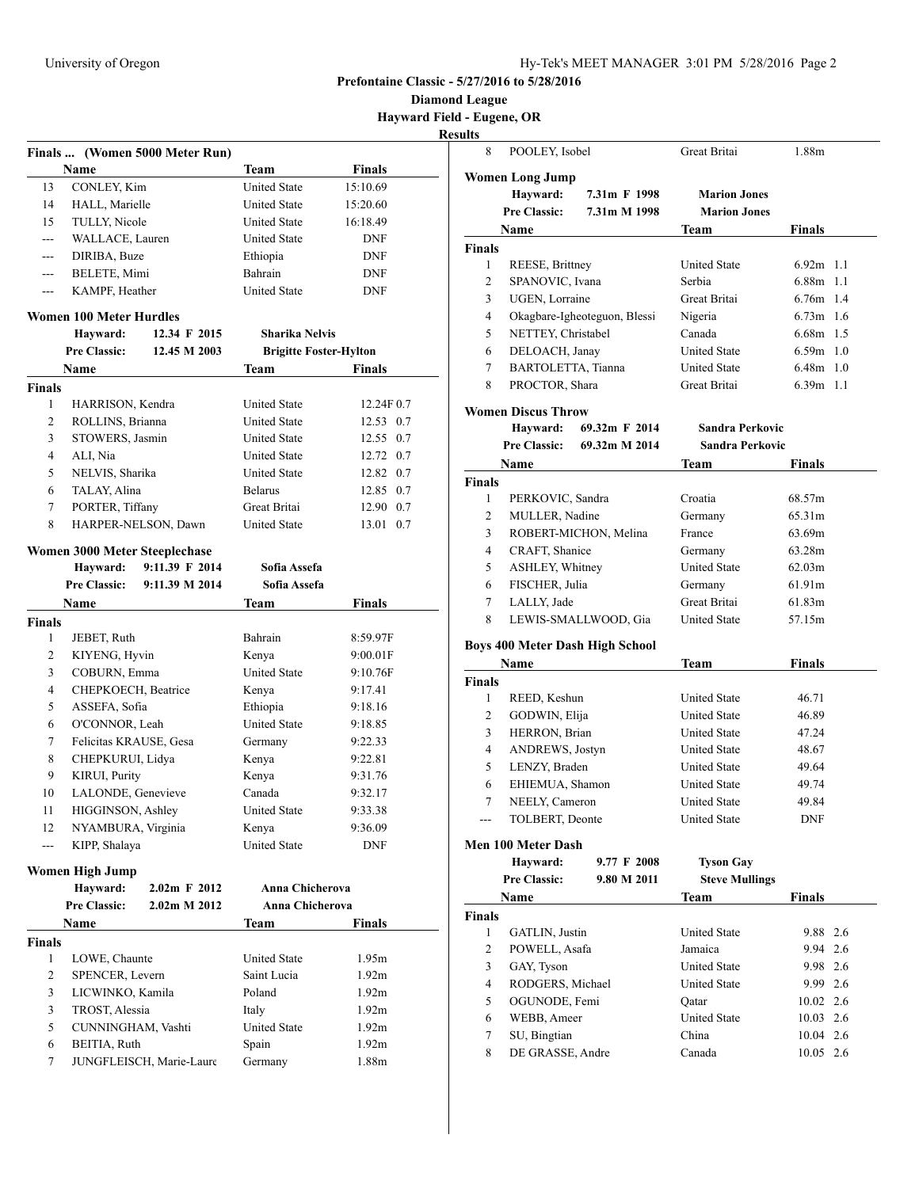## Finals ... (Women 5000 Meter Run)

| | Name | Team | Finals |
|---|---|---|---|
| 13 | CONLEY, Kim | United State | 15:10.69 |
| 14 | HALL, Marielle | United State | 15:20.60 |
| 15 | TULLY, Nicole | United State | 16:18.49 |
| --- | WALLACE, Lauren | United State | DNF |
| --- | DIRIBA, Buze | Ethiopia | DNF |
| --- | BELETE, Mimi | Bahrain | DNF |
| --- | KAMPF, Heather | United State | DNF |

## Women 100 Meter Hurdles

**Hayward:** 12.34 F 2015 **Sharika Nelvis**
**Pre Classic:** 12.45 M 2003 **Brigitte Foster-Hylton**

**Finals**

| | Name | Team | Finals | |
|---|---|---|---|---|
| 1 | HARRISON, Kendra | United State | 12.24F | 0.7 |
| 2 | ROLLINS, Brianna | United State | 12.53 | 0.7 |
| 3 | STOWERS, Jasmin | United State | 12.55 | 0.7 |
| 4 | ALI, Nia | United State | 12.72 | 0.7 |
| 5 | NELVIS, Sharika | United State | 12.82 | 0.7 |
| 6 | TALAY, Alina | Belarus | 12.85 | 0.7 |
| 7 | PORTER, Tiffany | Great Britai | 12.90 | 0.7 |
| 8 | HARPER-NELSON, Dawn | United State | 13.01 | 0.7 |

## Women 3000 Meter Steeplechase

**Hayward:** 9:11.39 F 2014 **Sofia Assefa**
**Pre Classic:** 9:11.39 M 2014 **Sofia Assefa**

**Finals**

| | Name | Team | Finals |
|---|---|---|---|
| 1 | JEBET, Ruth | Bahrain | 8:59.97F |
| 2 | KIYENG, Hyvin | Kenya | 9:00.01F |
| 3 | COBURN, Emma | United State | 9:10.76F |
| 4 | CHEPKOECH, Beatrice | Kenya | 9:17.41 |
| 5 | ASSEFA, Sofia | Ethiopia | 9:18.16 |
| 6 | O'CONNOR, Leah | United State | 9:18.85 |
| 7 | Felicitas KRAUSE, Gesa | Germany | 9:22.33 |
| 8 | CHEPKURUI, Lidya | Kenya | 9:22.81 |
| 9 | KIRUI, Purity | Kenya | 9:31.76 |
| 10 | LALONDE, Genevieve | Canada | 9:32.17 |
| 11 | HIGGINSON, Ashley | United State | 9:33.38 |
| 12 | NYAMBURA, Virginia | Kenya | 9:36.09 |
| --- | KIPP, Shalaya | United State | DNF |

## Women High Jump

**Hayward:** 2.02m F 2012 **Anna Chicherova**
**Pre Classic:** 2.02m M 2012 **Anna Chicherova**

**Finals**

| | Name | Team | Finals |
|---|---|---|---|
| 1 | LOWE, Chaunte | United State | 1.95m |
| 2 | SPENCER, Levern | Saint Lucia | 1.92m |
| 3 | LICWINKO, Kamila | Poland | 1.92m |
| 3 | TROST, Alessia | Italy | 1.92m |
| 5 | CUNNINGHAM, Vashti | United State | 1.92m |
| 6 | BEITIA, Ruth | Spain | 1.92m |
| 7 | JUNGFLEISCH, Marie-Laure | Germany | 1.88m |
| 8 | POOLEY, Isobel | Great Britai | 1.88m |

## Women Long Jump

**Hayward:** 7.31m F 1998 **Marion Jones**
**Pre Classic:** 7.31m M 1998 **Marion Jones**

**Finals**

| | Name | Team | Finals | |
|---|---|---|---|---|
| 1 | REESE, Brittney | United State | 6.92m | 1.1 |
| 2 | SPANOVIC, Ivana | Serbia | 6.88m | 1.1 |
| 3 | UGEN, Lorraine | Great Britai | 6.76m | 1.4 |
| 4 | Okagbare-Igheoteguon, Blessi | Nigeria | 6.73m | 1.6 |
| 5 | NETTEY, Christabel | Canada | 6.68m | 1.5 |
| 6 | DELOACH, Janay | United State | 6.59m | 1.0 |
| 7 | BARTOLETTA, Tianna | United State | 6.48m | 1.0 |
| 8 | PROCTOR, Shara | Great Britai | 6.39m | 1.1 |

## Women Discus Throw

**Hayward:** 69.32m F 2014 **Sandra Perkovic**
**Pre Classic:** 69.32m M 2014 **Sandra Perkovic**

**Finals**

| | Name | Team | Finals |
|---|---|---|---|
| 1 | PERKOVIC, Sandra | Croatia | 68.57m |
| 2 | MULLER, Nadine | Germany | 65.31m |
| 3 | ROBERT-MICHON, Melina | France | 63.69m |
| 4 | CRAFT, Shanice | Germany | 63.28m |
| 5 | ASHLEY, Whitney | United State | 62.03m |
| 6 | FISCHER, Julia | Germany | 61.91m |
| 7 | LALLY, Jade | Great Britai | 61.83m |
| 8 | LEWIS-SMALLWOOD, Gia | United State | 57.15m |

## Boys 400 Meter Dash High School

**Finals**

| | Name | Team | Finals |
|---|---|---|---|
| 1 | REED, Keshun | United State | 46.71 |
| 2 | GODWIN, Elija | United State | 46.89 |
| 3 | HERRON, Brian | United State | 47.24 |
| 4 | ANDREWS, Jostyn | United State | 48.67 |
| 5 | LENZY, Braden | United State | 49.64 |
| 6 | EHIEMUA, Shamon | United State | 49.74 |
| 7 | NEELY, Cameron | United State | 49.84 |
| --- | TOLBERT, Deonte | United State | DNF |

## Men 100 Meter Dash

**Hayward:** 9.77 F 2008 **Tyson Gay**
**Pre Classic:** 9.80 M 2011 **Steve Mullings**

**Finals**

| | Name | Team | Finals | |
|---|---|---|---|---|
| 1 | GATLIN, Justin | United State | 9.88 | 2.6 |
| 2 | POWELL, Asafa | Jamaica | 9.94 | 2.6 |
| 3 | GAY, Tyson | United State | 9.98 | 2.6 |
| 4 | RODGERS, Michael | United State | 9.99 | 2.6 |
| 5 | OGUNODE, Femi | Qatar | 10.02 | 2.6 |
| 6 | WEBB, Ameer | United State | 10.03 | 2.6 |
| 7 | SU, Bingtian | China | 10.04 | 2.6 |
| 8 | DE GRASSE, Andre | Canada | 10.05 | 2.6 |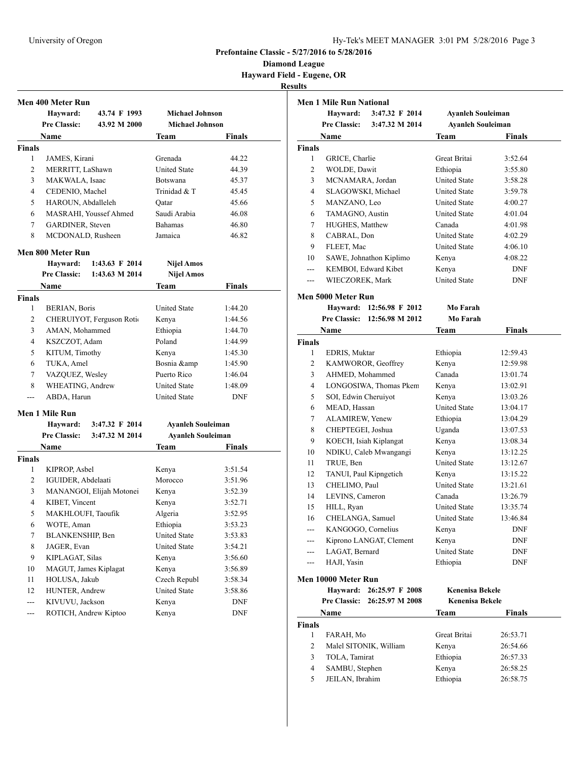Prefontaine Classic - 5/27/2016 to 5/28/2016

Diamond League

Hayward Field - Eugene, OR

Results

## Men 400 Meter Run

**Hayward:** 43.74 F 1993 — Michael Johnson
**Pre Classic:** 43.92 M 2000 — Michael Johnson

**Finals**

| | Name | Team | Finals |
|---|---|---|---|
| 1 | JAMES, Kirani | Grenada | 44.22 |
| 2 | MERRITT, LaShawn | United State | 44.39 |
| 3 | MAKWALA, Isaac | Botswana | 45.37 |
| 4 | CEDENIO, Machel | Trinidad & T | 45.45 |
| 5 | HAROUN, Abdalleleh | Qatar | 45.66 |
| 6 | MASRAHI, Youssef Ahmed | Saudi Arabia | 46.08 |
| 7 | GARDINER, Steven | Bahamas | 46.80 |
| 8 | MCDONALD, Rusheen | Jamaica | 46.82 |

## Men 800 Meter Run

**Hayward:** 1:43.63 F 2014 — Nijel Amos
**Pre Classic:** 1:43.63 M 2014 — Nijel Amos

**Finals**

| | Name | Team | Finals |
|---|---|---|---|
| 1 | BERIAN, Boris | United State | 1:44.20 |
| 2 | CHERUIYOT, Ferguson Roti | Kenya | 1:44.56 |
| 3 | AMAN, Mohammed | Ethiopia | 1:44.70 |
| 4 | KSZCZOT, Adam | Poland | 1:44.99 |
| 5 | KITUM, Timothy | Kenya | 1:45.30 |
| 6 | TUKA, Amel | Bosnia &amp | 1:45.90 |
| 7 | VAZQUEZ, Wesley | Puerto Rico | 1:46.04 |
| 8 | WHEATING, Andrew | United State | 1:48.09 |
| --- | ABDA, Harun | United State | DNF |

## Men 1 Mile Run

**Hayward:** 3:47.32 F 2014 — Ayanleh Souleiman
**Pre Classic:** 3:47.32 M 2014 — Ayanleh Souleiman

**Finals**

| | Name | Team | Finals |
|---|---|---|---|
| 1 | KIPROP, Asbel | Kenya | 3:51.54 |
| 2 | IGUIDER, Abdelaati | Morocco | 3:51.96 |
| 3 | MANANGOI, Elijah Motonei | Kenya | 3:52.39 |
| 4 | KIBET, Vincent | Kenya | 3:52.71 |
| 5 | MAKHLOUFI, Taoufik | Algeria | 3:52.95 |
| 6 | WOTE, Aman | Ethiopia | 3:53.23 |
| 7 | BLANKENSHIP, Ben | United State | 3:53.83 |
| 8 | JAGER, Evan | United State | 3:54.21 |
| 9 | KIPLAGAT, Silas | Kenya | 3:56.60 |
| 10 | MAGUT, James Kiplagat | Kenya | 3:56.89 |
| 11 | HOLUSA, Jakub | Czech Republ | 3:58.34 |
| 12 | HUNTER, Andrew | United State | 3:58.86 |
| --- | KIVUVU, Jackson | Kenya | DNF |
| --- | ROTICH, Andrew Kiptoo | Kenya | DNF |

## Men 1 Mile Run National

**Hayward:** 3:47.32 F 2014 — Ayanleh Souleiman
**Pre Classic:** 3:47.32 M 2014 — Ayanleh Souleiman

**Finals**

| | Name | Team | Finals |
|---|---|---|---|
| 1 | GRICE, Charlie | Great Britai | 3:52.64 |
| 2 | WOLDE, Dawit | Ethiopia | 3:55.80 |
| 3 | MCNAMARA, Jordan | United State | 3:58.28 |
| 4 | SLAGOWSKI, Michael | United State | 3:59.78 |
| 5 | MANZANO, Leo | United State | 4:00.27 |
| 6 | TAMAGNO, Austin | United State | 4:01.04 |
| 7 | HUGHES, Matthew | Canada | 4:01.98 |
| 8 | CABRAL, Don | United State | 4:02.29 |
| 9 | FLEET, Mac | United State | 4:06.10 |
| 10 | SAWE, Johnathon Kiplimo | Kenya | 4:08.22 |
| --- | KEMBOI, Edward Kibet | Kenya | DNF |
| --- | WIECZOREK, Mark | United State | DNF |

## Men 5000 Meter Run

**Hayward:** 12:56.98 F 2012 — Mo Farah
**Pre Classic:** 12:56.98 M 2012 — Mo Farah

**Finals**

| | Name | Team | Finals |
|---|---|---|---|
| 1 | EDRIS, Muktar | Ethiopia | 12:59.43 |
| 2 | KAMWOROR, Geoffrey | Kenya | 12:59.98 |
| 3 | AHMED, Mohammed | Canada | 13:01.74 |
| 4 | LONGOSIWA, Thomas Pkem | Kenya | 13:02.91 |
| 5 | SOI, Edwin Cheruiyot | Kenya | 13:03.26 |
| 6 | MEAD, Hassan | United State | 13:04.17 |
| 7 | ALAMIREW, Yenew | Ethiopia | 13:04.29 |
| 8 | CHEPTEGEI, Joshua | Uganda | 13:07.53 |
| 9 | KOECH, Isiah Kiplangat | Kenya | 13:08.34 |
| 10 | NDIKU, Caleb Mwangangi | Kenya | 13:12.25 |
| 11 | TRUE, Ben | United State | 13:12.67 |
| 12 | TANUI, Paul Kipngetich | Kenya | 13:15.22 |
| 13 | CHELIMO, Paul | United State | 13:21.61 |
| 14 | LEVINS, Cameron | Canada | 13:26.79 |
| 15 | HILL, Ryan | United State | 13:35.74 |
| 16 | CHELANGA, Samuel | United State | 13:46.84 |
| --- | KANGOGO, Cornelius | Kenya | DNF |
| --- | Kiprono LANGAT, Clement | Kenya | DNF |
| --- | LAGAT, Bernard | United State | DNF |
| --- | HAJI, Yasin | Ethiopia | DNF |

## Men 10000 Meter Run

**Hayward:** 26:25.97 F 2008 — Kenenisa Bekele
**Pre Classic:** 26:25.97 M 2008 — Kenenisa Bekele

**Finals**

| | Name | Team | Finals |
|---|---|---|---|
| 1 | FARAH, Mo | Great Britai | 26:53.71 |
| 2 | Malel SITONIK, William | Kenya | 26:54.66 |
| 3 | TOLA, Tamirat | Ethiopia | 26:57.33 |
| 4 | SAMBU, Stephen | Kenya | 26:58.25 |
| 5 | JEILAN, Ibrahim | Ethiopia | 26:58.75 |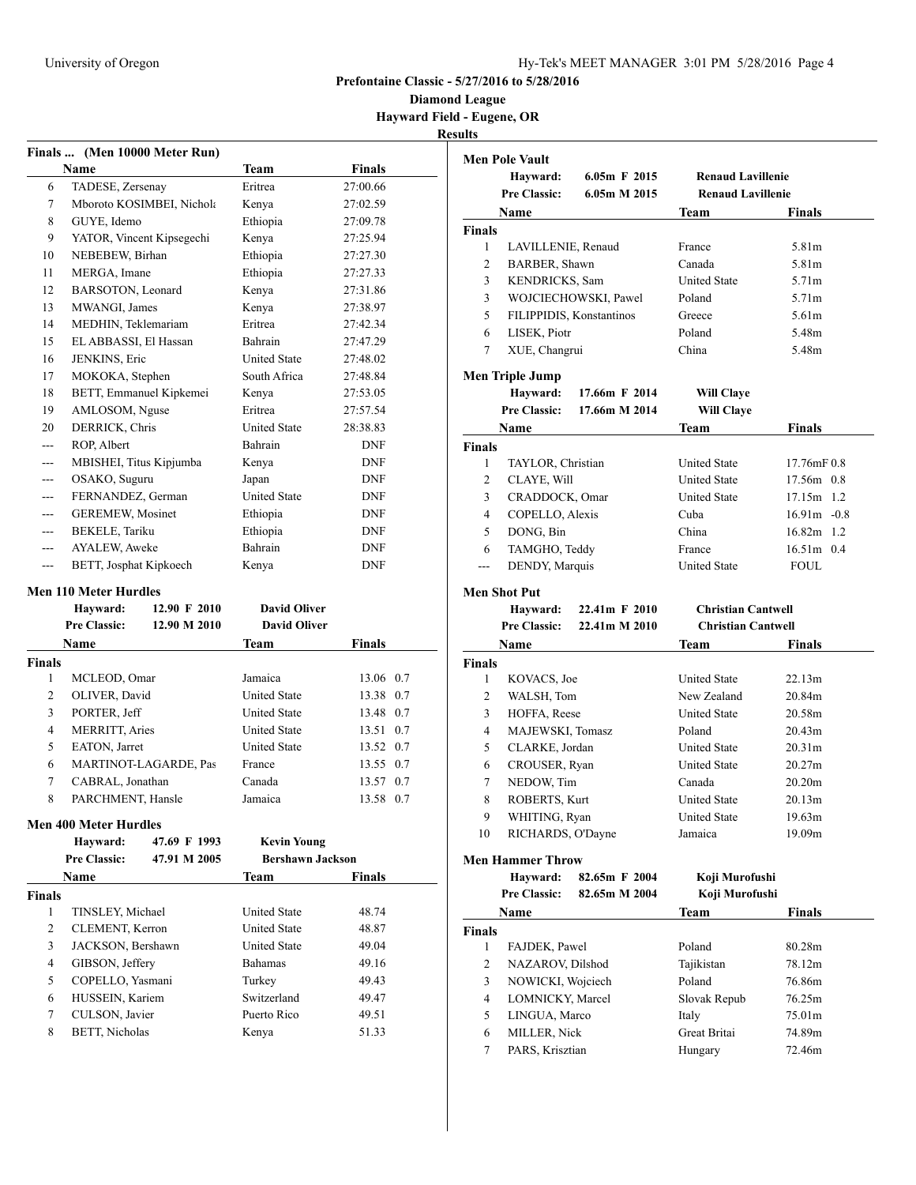# Prefontaine Classic - 5/27/2016 to 5/28/2016

**Diamond League**

**Hayward Field - Eugene, OR**

**Results**

## Finals ... (Men 10000 Meter Run)

| | Name | Team | Finals |
|---|---|---|---|
| 6 | TADESE, Zersenay | Eritrea | 27:00.66 |
| 7 | Mboroto KOSIMBEI, Nichola | Kenya | 27:02.59 |
| 8 | GUYE, Idemo | Ethiopia | 27:09.78 |
| 9 | YATOR, Vincent Kipsegechi | Kenya | 27:25.94 |
| 10 | NEBEBEW, Birhan | Ethiopia | 27:27.30 |
| 11 | MERGA, Imane | Ethiopia | 27:27.33 |
| 12 | BARSOTON, Leonard | Kenya | 27:31.86 |
| 13 | MWANGI, James | Kenya | 27:38.97 |
| 14 | MEDHIN, Teklemariam | Eritrea | 27:42.34 |
| 15 | EL ABBASSI, El Hassan | Bahrain | 27:47.29 |
| 16 | JENKINS, Eric | United State | 27:48.02 |
| 17 | MOKOKA, Stephen | South Africa | 27:48.84 |
| 18 | BETT, Emmanuel Kipkemei | Kenya | 27:53.05 |
| 19 | AMLOSOM, Nguse | Eritrea | 27:57.54 |
| 20 | DERRICK, Chris | United State | 28:38.83 |
| --- | ROP, Albert | Bahrain | DNF |
| --- | MBISHEI, Titus Kipjumba | Kenya | DNF |
| --- | OSAKO, Suguru | Japan | DNF |
| --- | FERNANDEZ, German | United State | DNF |
| --- | GEREMEW, Mosinet | Ethiopia | DNF |
| --- | BEKELE, Tariku | Ethiopia | DNF |
| --- | AYALEW, Aweke | Bahrain | DNF |
| --- | BETT, Josphat Kipkoech | Kenya | DNF |

## Men 110 Meter Hurdles

**Hayward:** 12.90 F 2010 **David Oliver**
**Pre Classic:** 12.90 M 2010 **David Oliver**

**Finals**

| | Name | Team | Finals | Wind |
|---|---|---|---|---|
| 1 | MCLEOD, Omar | Jamaica | 13.06 | 0.7 |
| 2 | OLIVER, David | United State | 13.38 | 0.7 |
| 3 | PORTER, Jeff | United State | 13.48 | 0.7 |
| 4 | MERRITT, Aries | United State | 13.51 | 0.7 |
| 5 | EATON, Jarret | United State | 13.52 | 0.7 |
| 6 | MARTINOT-LAGARDE, Pas | France | 13.55 | 0.7 |
| 7 | CABRAL, Jonathan | Canada | 13.57 | 0.7 |
| 8 | PARCHMENT, Hansle | Jamaica | 13.58 | 0.7 |

## Men 400 Meter Hurdles

**Hayward:** 47.69 F 1993 **Kevin Young**
**Pre Classic:** 47.91 M 2005 **Bershawn Jackson**

**Finals**

| | Name | Team | Finals |
|---|---|---|---|
| 1 | TINSLEY, Michael | United State | 48.74 |
| 2 | CLEMENT, Kerron | United State | 48.87 |
| 3 | JACKSON, Bershawn | United State | 49.04 |
| 4 | GIBSON, Jeffery | Bahamas | 49.16 |
| 5 | COPELLO, Yasmani | Turkey | 49.43 |
| 6 | HUSSEIN, Kariem | Switzerland | 49.47 |
| 7 | CULSON, Javier | Puerto Rico | 49.51 |
| 8 | BETT, Nicholas | Kenya | 51.33 |

## Men Pole Vault

**Hayward:** 6.05m F 2015 **Renaud Lavillenie**
**Pre Classic:** 6.05m M 2015 **Renaud Lavillenie**

**Finals**

| | Name | Team | Finals |
|---|---|---|---|
| 1 | LAVILLENIE, Renaud | France | 5.81m |
| 2 | BARBER, Shawn | Canada | 5.81m |
| 3 | KENDRICKS, Sam | United State | 5.71m |
| 3 | WOJCIECHOWSKI, Pawel | Poland | 5.71m |
| 5 | FILIPPIDIS, Konstantinos | Greece | 5.61m |
| 6 | LISEK, Piotr | Poland | 5.48m |
| 7 | XUE, Changrui | China | 5.48m |

## Men Triple Jump

**Hayward:** 17.66m F 2014 **Will Claye**
**Pre Classic:** 17.66m M 2014 **Will Claye**

**Finals**

| | Name | Team | Finals | Wind |
|---|---|---|---|---|
| 1 | TAYLOR, Christian | United State | 17.76mF | 0.8 |
| 2 | CLAYE, Will | United State | 17.56m | 0.8 |
| 3 | CRADDOCK, Omar | United State | 17.15m | 1.2 |
| 4 | COPELLO, Alexis | Cuba | 16.91m | -0.8 |
| 5 | DONG, Bin | China | 16.82m | 1.2 |
| 6 | TAMGHO, Teddy | France | 16.51m | 0.4 |
| --- | DENDY, Marquis | United State | FOUL | |

## Men Shot Put

**Hayward:** 22.41m F 2010 **Christian Cantwell**
**Pre Classic:** 22.41m M 2010 **Christian Cantwell**

**Finals**

| | Name | Team | Finals |
|---|---|---|---|
| 1 | KOVACS, Joe | United State | 22.13m |
| 2 | WALSH, Tom | New Zealand | 20.84m |
| 3 | HOFFA, Reese | United State | 20.58m |
| 4 | MAJEWSKI, Tomasz | Poland | 20.43m |
| 5 | CLARKE, Jordan | United State | 20.31m |
| 6 | CROUSER, Ryan | United State | 20.27m |
| 7 | NEDOW, Tim | Canada | 20.20m |
| 8 | ROBERTS, Kurt | United State | 20.13m |
| 9 | WHITING, Ryan | United State | 19.63m |
| 10 | RICHARDS, O'Dayne | Jamaica | 19.09m |

## Men Hammer Throw

**Hayward:** 82.65m F 2004 **Koji Murofushi**
**Pre Classic:** 82.65m M 2004 **Koji Murofushi**

**Finals**

| | Name | Team | Finals |
|---|---|---|---|
| 1 | FAJDEK, Pawel | Poland | 80.28m |
| 2 | NAZAROV, Dilshod | Tajikistan | 78.12m |
| 3 | NOWICKI, Wojciech | Poland | 76.86m |
| 4 | LOMNICKY, Marcel | Slovak Repub | 76.25m |
| 5 | LINGUA, Marco | Italy | 75.01m |
| 6 | MILLER, Nick | Great Britai | 74.89m |
| 7 | PARS, Krisztian | Hungary | 72.46m |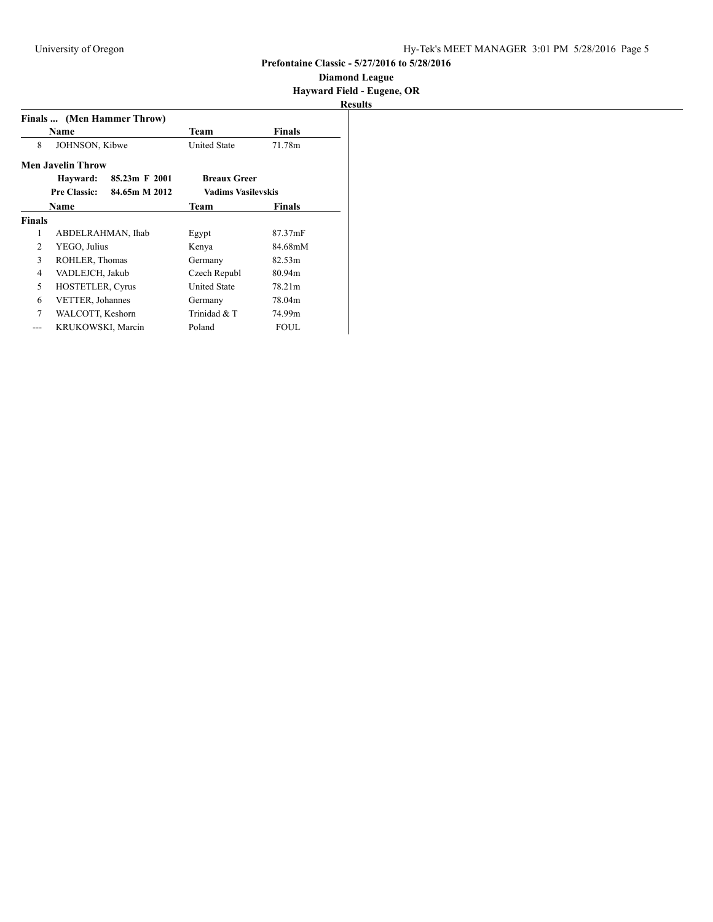## Finals ... (Men Hammer Throw)

| | Name | Team | Finals |
|---|---|---|---|
| 8 | JOHNSON, Kibwe | United State | 71.78m |

## Men Javelin Throw

**Hayward:** 85.23m F 2001 **Breaux Greer**

**Pre Classic:** 84.65m M 2012 **Vadims Vasilevskis**

### Finals

| | Name | Team | Finals |
|---|---|---|---|
| 1 | ABDELRAHMAN, Ihab | Egypt | 87.37mF |
| 2 | YEGO, Julius | Kenya | 84.68mM |
| 3 | ROHLER, Thomas | Germany | 82.53m |
| 4 | VADLEJCH, Jakub | Czech Republ | 80.94m |
| 5 | HOSTETLER, Cyrus | United State | 78.21m |
| 6 | VETTER, Johannes | Germany | 78.04m |
| 7 | WALCOTT, Keshorn | Trinidad & T | 74.99m |
| --- | KRUKOWSKI, Marcin | Poland | FOUL |